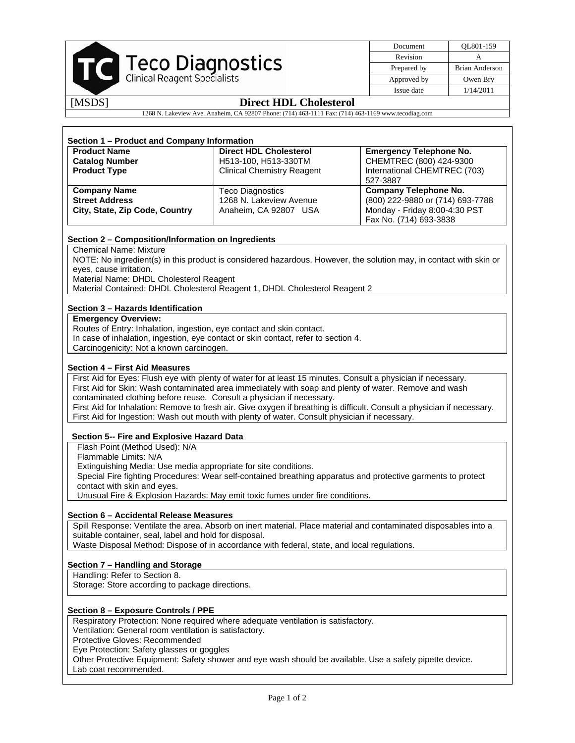**Teco Diagnostics**
Clinical Reagent Specialists

| Document | QL801-159 |
|---|---|
| Revision | A |
| Prepared by | Brian Anderson |
| Approved by | Owen Bry |
| Issue date | 1/14/2011 |

[MSDS] **Direct HDL Cholesterol**

1268 N. Lakeview Ave. Anaheim, CA 92807 Phone: (714) 463-1111 Fax: (714) 463-1169 www.tecodiag.com

### Section 1 – Product and Company Information

| | | |
|---|---|---|
| **Product Name**<br>**Catalog Number**<br>**Product Type** | **Direct HDL Cholesterol**<br>H513-100, H513-330TM<br>Clinical Chemistry Reagent | **Emergency Telephone No.**<br>CHEMTREC (800) 424-9300<br>International CHEMTREC (703) 527-3887 |
| **Company Name**<br>**Street Address**<br>**City, State, Zip Code, Country** | Teco Diagnostics<br>1268 N. Lakeview Avenue<br>Anaheim, CA 92807 USA | **Company Telephone No.**<br>(800) 222-9880 or (714) 693-7788<br>Monday - Friday 8:00-4:30 PST<br>Fax No. (714) 693-3838 |

### Section 2 – Composition/Information on Ingredients

Chemical Name: Mixture
NOTE: No ingredient(s) in this product is considered hazardous. However, the solution may, in contact with skin or eyes, cause irritation.
Material Name: DHDL Cholesterol Reagent
Material Contained: DHDL Cholesterol Reagent 1, DHDL Cholesterol Reagent 2

### Section 3 – Hazards Identification

**Emergency Overview:**
Routes of Entry: Inhalation, ingestion, eye contact and skin contact.
In case of inhalation, ingestion, eye contact or skin contact, refer to section 4.
Carcinogenicity: Not a known carcinogen.

### Section 4 – First Aid Measures

First Aid for Eyes: Flush eye with plenty of water for at least 15 minutes. Consult a physician if necessary.
First Aid for Skin: Wash contaminated area immediately with soap and plenty of water. Remove and wash contaminated clothing before reuse. Consult a physician if necessary.
First Aid for Inhalation: Remove to fresh air. Give oxygen if breathing is difficult. Consult a physician if necessary.
First Aid for Ingestion: Wash out mouth with plenty of water. Consult physician if necessary.

### Section 5-- Fire and Explosive Hazard Data

Flash Point (Method Used): N/A
Flammable Limits: N/A
Extinguishing Media: Use media appropriate for site conditions.
Special Fire fighting Procedures: Wear self-contained breathing apparatus and protective garments to protect contact with skin and eyes.
Unusual Fire & Explosion Hazards: May emit toxic fumes under fire conditions.

### Section 6 – Accidental Release Measures

Spill Response: Ventilate the area. Absorb on inert material. Place material and contaminated disposables into a suitable container, seal, label and hold for disposal.
Waste Disposal Method: Dispose of in accordance with federal, state, and local regulations.

### Section 7 – Handling and Storage

Handling: Refer to Section 8.
Storage: Store according to package directions.

### Section 8 – Exposure Controls / PPE

Respiratory Protection: None required where adequate ventilation is satisfactory.
Ventilation: General room ventilation is satisfactory.
Protective Gloves: Recommended
Eye Protection: Safety glasses or goggles
Other Protective Equipment: Safety shower and eye wash should be available. Use a safety pipette device.
Lab coat recommended.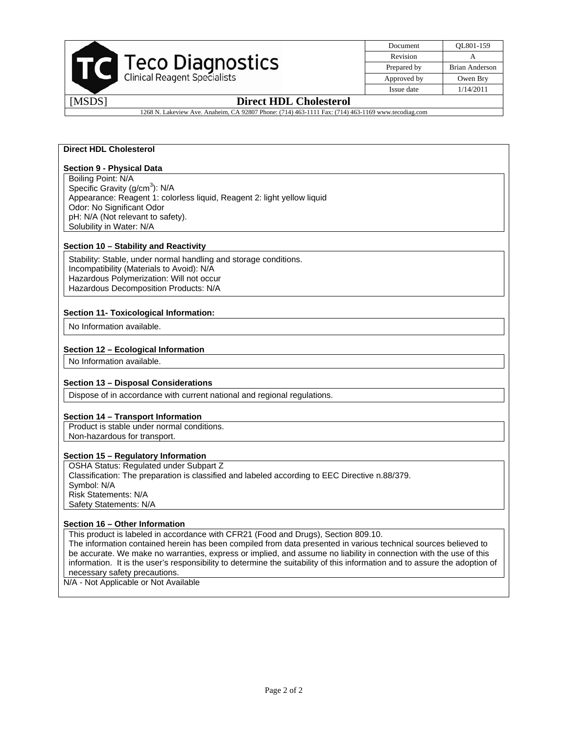| Document | QL801-159 |
|---|---|
| Revision | A |
| Prepared by | Brian Anderson |
| Approved by | Owen Bry |
| Issue date | 1/14/2011 |

[MSDS] **Direct HDL Cholesterol**

1268 N. Lakeview Ave. Anaheim, CA 92807 Phone: (714) 463-1111 Fax: (714) 463-1169 www.tecodiag.com

**Direct HDL Cholesterol**

### Section 9 - Physical Data

Boiling Point: N/A
Specific Gravity (g/cm$^3$): N/A
Appearance: Reagent 1: colorless liquid, Reagent 2: light yellow liquid
Odor: No Significant Odor
pH: N/A (Not relevant to safety).
Solubility in Water: N/A

### Section 10 – Stability and Reactivity

Stability: Stable, under normal handling and storage conditions.
Incompatibility (Materials to Avoid): N/A
Hazardous Polymerization: Will not occur
Hazardous Decomposition Products: N/A

### Section 11- Toxicological Information:

No Information available.

### Section 12 – Ecological Information

No Information available.

### Section 13 – Disposal Considerations

Dispose of in accordance with current national and regional regulations.

### Section 14 – Transport Information

Product is stable under normal conditions.
Non-hazardous for transport.

### Section 15 – Regulatory Information

OSHA Status: Regulated under Subpart Z
Classification: The preparation is classified and labeled according to EEC Directive n.88/379.
Symbol: N/A
Risk Statements: N/A
Safety Statements: N/A

### Section 16 – Other Information

This product is labeled in accordance with CFR21 (Food and Drugs), Section 809.10.
The information contained herein has been compiled from data presented in various technical sources believed to be accurate. We make no warranties, express or implied, and assume no liability in connection with the use of this information. It is the user's responsibility to determine the suitability of this information and to assure the adoption of necessary safety precautions.

N/A - Not Applicable or Not Available